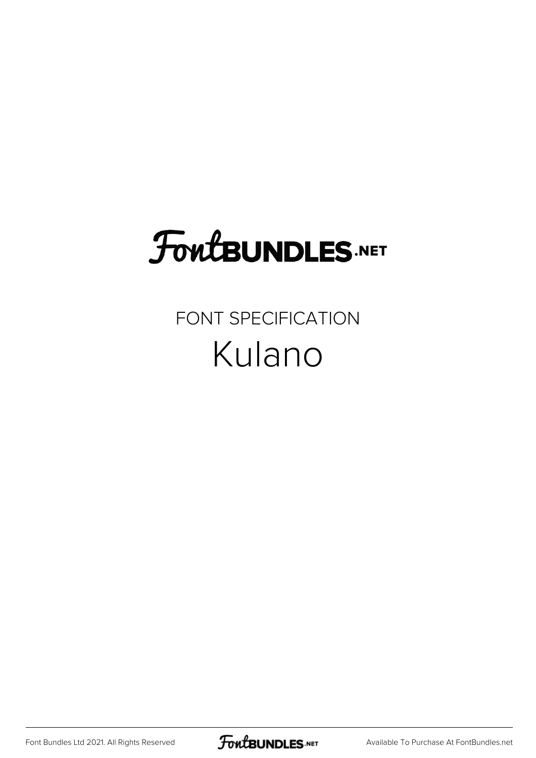FontBUNDLES.NET

FONT SPECIFICATION

# Kulano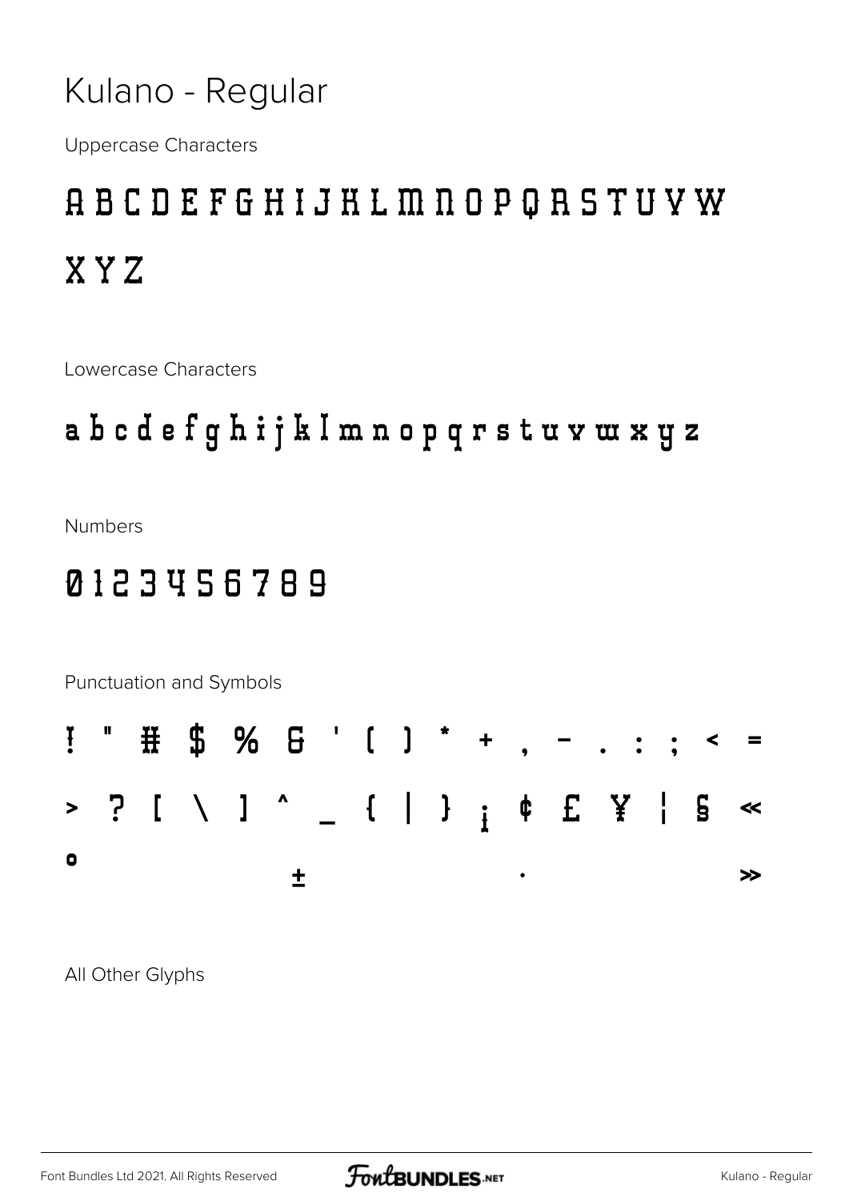# Kulano - Regular

Uppercase Characters

A B C D E F G H I J K L M N O P Q R S T U V W X Y Z

Lowercase Characters

a b c d e f g h i j k l m n o p q r s t u v w x y z

Numbers

0 1 2 3 4 5 6 7 8 9

Punctuation and Symbols

! " # $ % & ' ( ) * + , - . : ; < = > ? [ \ ] ^ _ { | } ¡ ¢ £ ¥ ¦ § « ° ± · »

All Other Glyphs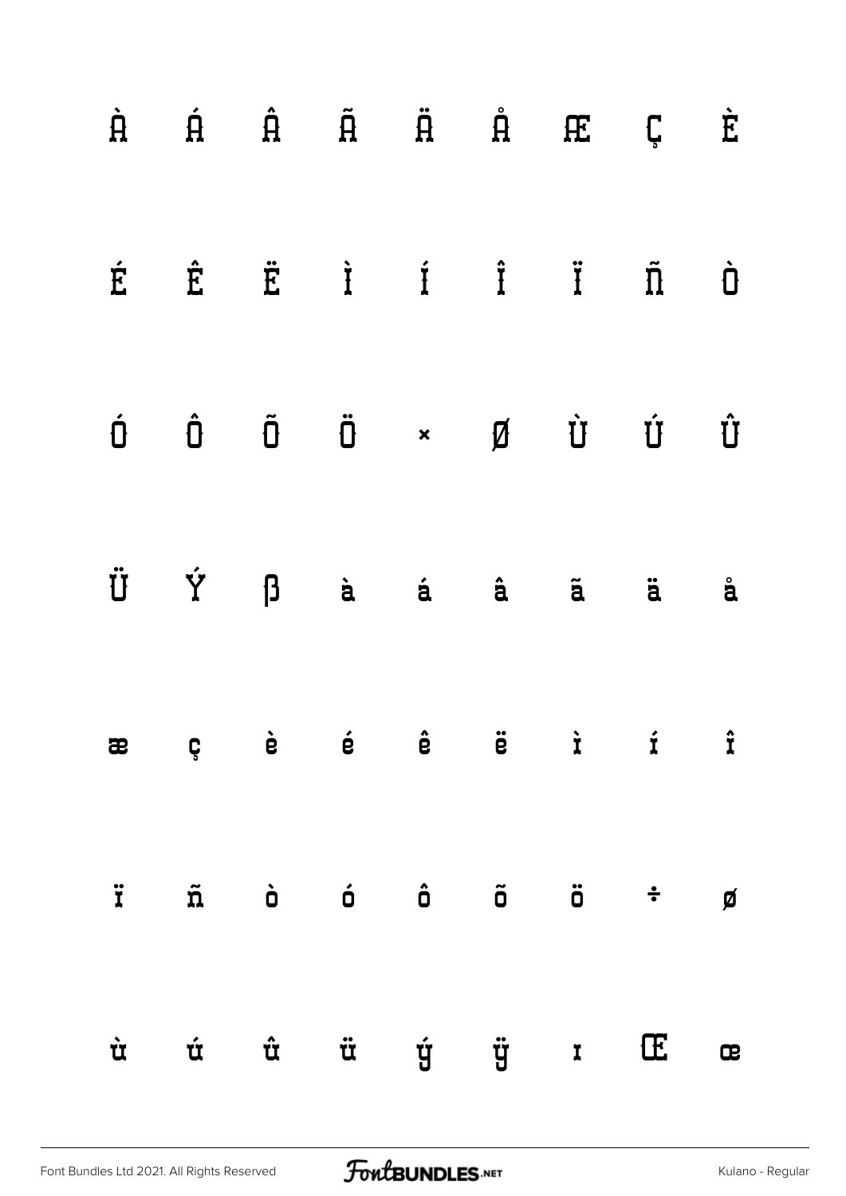À Á Â Ã Ä Å Æ Ç È

É Ê Ë Ì Í Î Ï Ñ Ò

Ó Ô Õ Ö × Ø Ù Ú Û

Ü Ý ß à á â ã ä å

æ ç è é ê ë ì í î

ï ñ ò ó ô õ ö ÷ ø

ù ú û ü ý ÿ ı Œ œ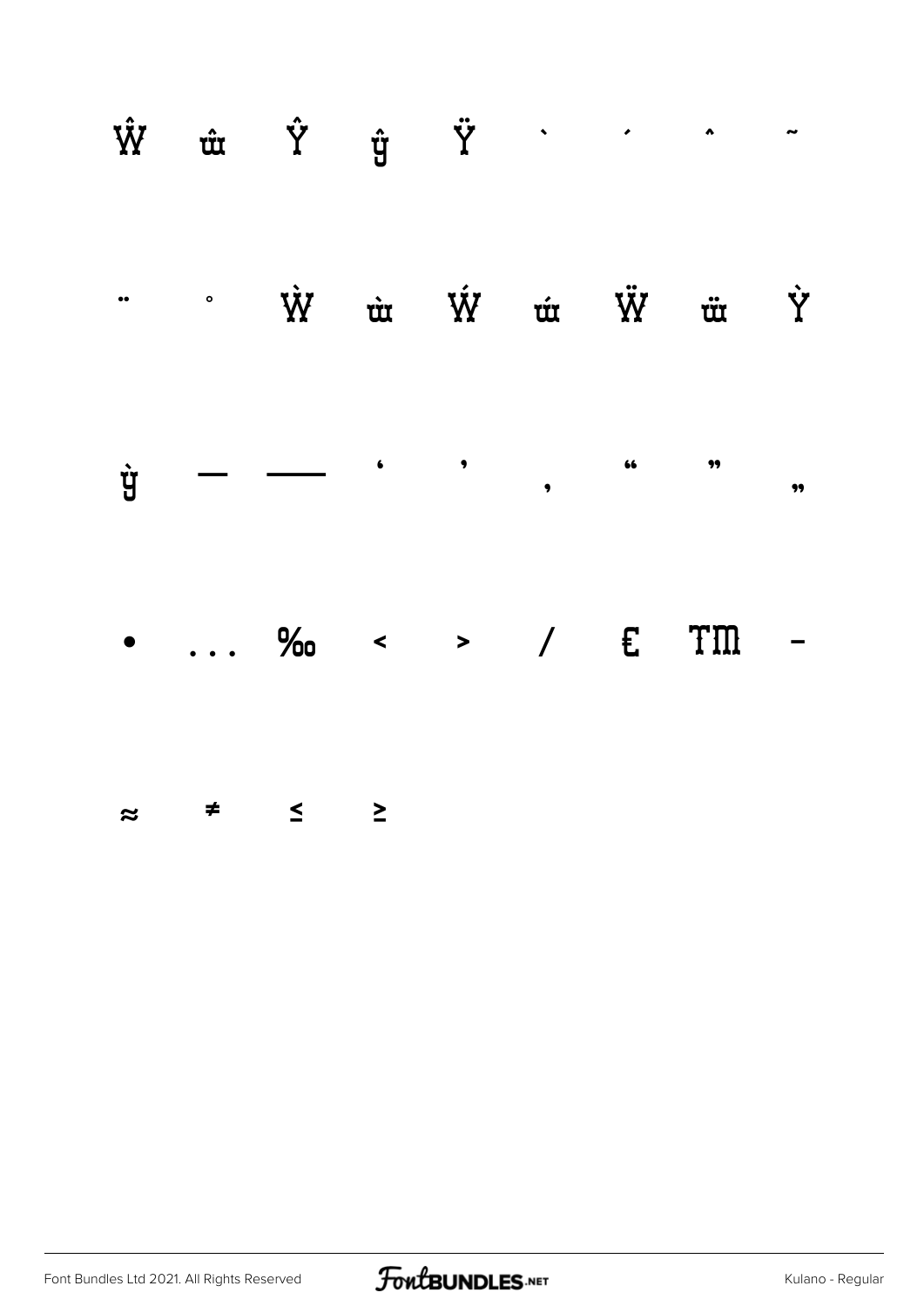Ŵ ŵ Ŷ ŷ Ÿ ˋ ˊ ˆ ˜

¨ ˚ Ẁ ẁ Ẃ ẃ Ẅ ẅ Ỳ

ỳ – — ‘ ’ ‚ “ ” „

• … ‰ ‹ › ⁄ € ™ −

≈ ≠ ≤ ≥